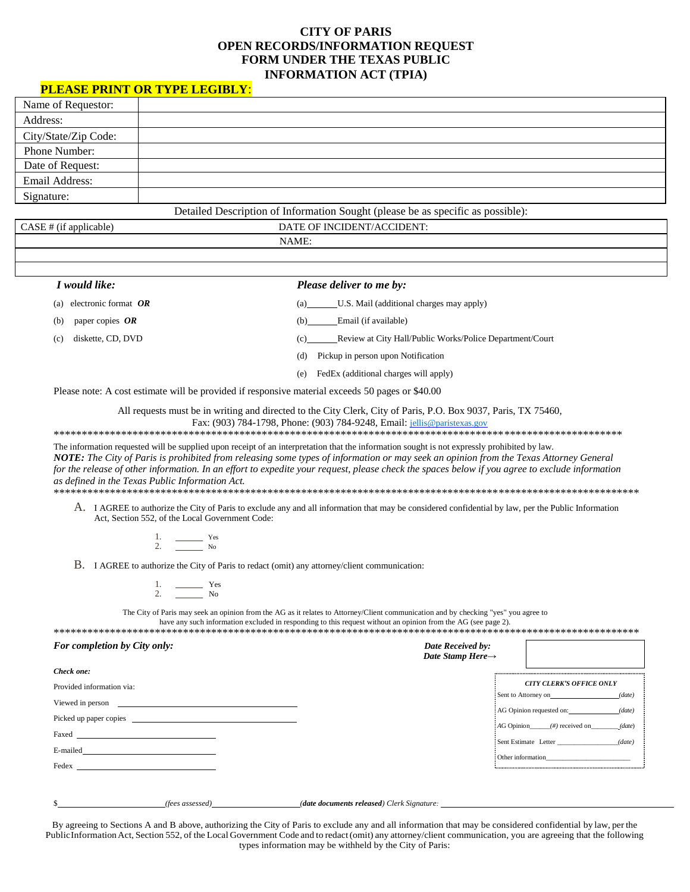# CITY OF PARIS
# OPEN RECORDS/INFORMATION REQUEST FORM UNDER THE TEXAS PUBLIC INFORMATION ACT (TPIA)

**PLEASE PRINT OR TYPE LEGIBLY**:

| | |
|---|---|
| Name of Requestor: | |
| Address: | |
| City/State/Zip Code: | |
| Phone Number: | |
| Date of Request: | |
| Email Address: | |
| Signature: | |

Detailed Description of Information Sought (please be as specific as possible):

| CASE # (if applicable) | DATE OF INCIDENT/ACCIDENT: |
|---|---|
| | NAME: |
| | |
| | |

***I would like:***

(a) electronic format ***OR***

(b) paper copies ***OR***

(c) diskette, CD, DVD

***Please deliver to me by:***

(a)______U.S. Mail (additional charges may apply)

(b)______Email (if available)

(c)______Review at City Hall/Public Works/Police Department/Court

(d) Pickup in person upon Notification

(e) FedEx (additional charges will apply)

Please note: A cost estimate will be provided if responsive material exceeds 50 pages or $40.00

All requests must be in writing and directed to the City Clerk, City of Paris, P.O. Box 9037, Paris, TX 75460, Fax: (903) 784-1798, Phone: (903) 784-9248, Email: jellis@paristexas.gov

*************************************************************************************************

The information requested will be supplied upon receipt of an interpretation that the information sought is not expressly prohibited by law.
***NOTE:*** *The City of Paris is prohibited from releasing some types of information or may seek an opinion from the Texas Attorney General for the release of other information. In an effort to expedite your request, please check the spaces below if you agree to exclude information as defined in the Texas Public Information Act.*

*************************************************************************************************

A. I AGREE to authorize the City of Paris to exclude any and all information that may be considered confidential by law, per the Public Information Act, Section 552, of the Local Government Code:

1. ______ Yes
2. ______ No

B. I AGREE to authorize the City of Paris to redact (omit) any attorney/client communication:

1. ______ Yes
2. ______ No

The City of Paris may seek an opinion from the AG as it relates to Attorney/Client communication and by checking "yes" you agree to have any such information excluded in responding to this request without an opinion from the AG (see page 2).

*************************************************************************************************

***For completion by City only:***

***Date Received by: Date Stamp Here→***

***Check one:***

Provided information via:

Viewed in person ____________________

Picked up paper copies ____________________

Faxed ____________________

E-mailed ____________________

Fedex ____________________

***CITY CLERK'S OFFICE ONLY***

Sent to Attorney on______________*(date)*

AG Opinion requested on:______________*(date)*

AG Opinion______*(#)* received on________*(date)*

Sent Estimate Letter ________________*(date)*

Other information________________________

$______________________*(fees assessed)*______________________***(date documents released)*** *Clerk Signature:* ______________________

By agreeing to Sections A and B above, authorizing the City of Paris to exclude any and all information that may be considered confidential by law, per the Public Information Act, Section 552, of the Local Government Code and to redact (omit) any attorney/client communication, you are agreeing that the following types information may be withheld by the City of Paris: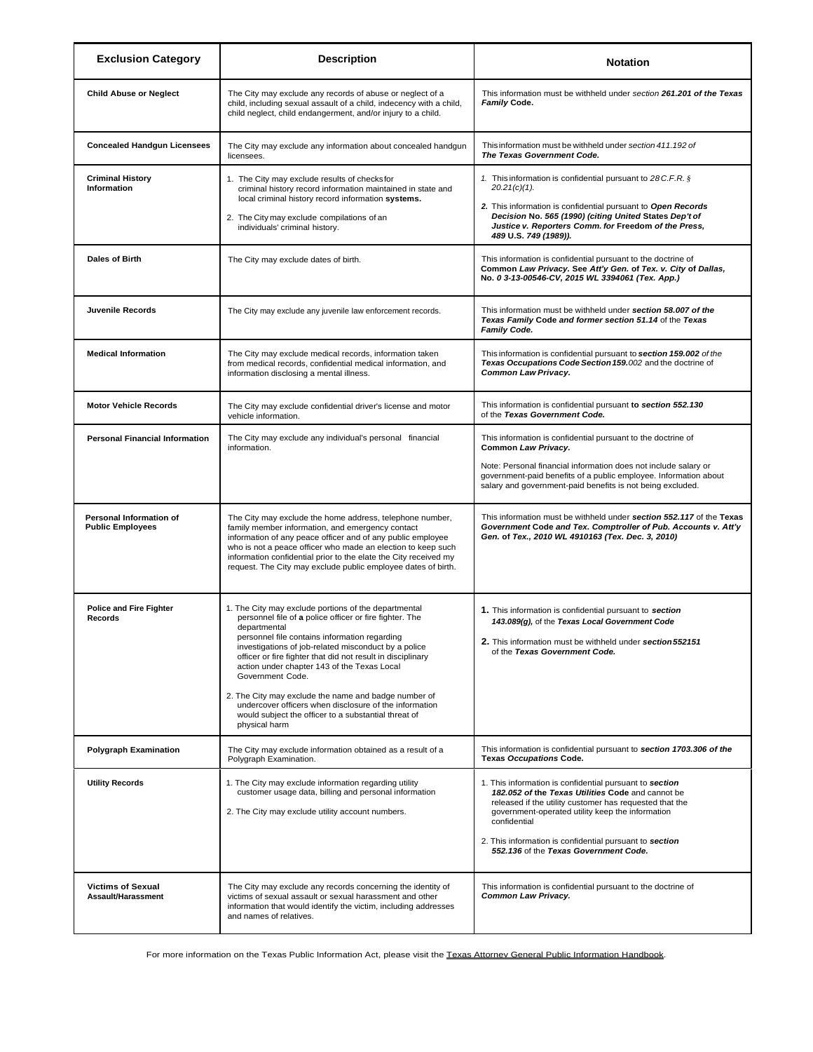| Exclusion Category | Description | Notation |
|---|---|---|
| **Child Abuse or Neglect** | The City may exclude any records of abuse or neglect of a child, including sexual assault of a child, indecency with a child, child neglect, child endangerment, and/or injury to a child. | This information must be withheld under *section* ***261.201 of the Texas Family* Code.** |
| **Concealed Handgun Licensees** | The City may exclude any information about concealed handgun licensees. | This information must be withheld under *section 411.192 of* ***The Texas Government Code.*** |
| **Criminal History Information** | 1. The City may exclude results of checks for criminal history record information maintained in state and local criminal history record information **systems.**<br>2. The City may exclude compilations of an individuals' criminal history. | *1.* This information is confidential pursuant to *28 C.F.R. § 20.21(c)(1).*<br>***2.*** This information is confidential pursuant to ***Open Records Decision No. 565 (1990) (citing United States Dep't of Justice v. Reporters Comm. for Freedom of the Press, 489 U.S. 749 (1989)).*** |
| **Dales of Birth** | The City may exclude dates of birth. | This information is confidential pursuant to the doctrine of **Common *Law Privacy.* See *Att'y Gen.* of *Tex. v. City* of *Dallas,* No. *0 3-13-00546-CV, 2015 WL 3394061 (Tex. App.)*** |
| **Juvenile Records** | The City may exclude any juvenile law enforcement records. | This information must be withheld under ***section 58.007 of the Texas Family* Code *and former section 51.14*** of the ***Texas Family Code.*** |
| **Medical Information** | The City may exclude medical records, information taken from medical records, confidential medical information, and information disclosing a mental illness. | This information is confidential pursuant to ***section 159.002*** *of the* ***Texas Occupations Code Section 159.****002* and the doctrine of ***Common Law Privacy.*** |
| **Motor Vehicle Records** | The City may exclude confidential driver's license and motor vehicle information. | This information is confidential pursuant **to *section 552.130*** of the ***Texas Government Code.*** |
| **Personal Financial Information** | The City may exclude any individual's personal financial information. | This information is confidential pursuant to the doctrine of **Common *Law Privacy.***<br>Note: Personal financial information does not include salary or government-paid benefits of a public employee. Information about salary and government-paid benefits is not being excluded. |
| **Personal Information of Public Employees** | The City may exclude the home address, telephone number, family member information, and emergency contact information of any peace officer and of any public employee who is not a peace officer who made an election to keep such information confidential prior to the elate the City received my request. The City may exclude public employee dates of birth. | This information must be withheld under ***section 552.117*** of the **Texas *Government* Code *and Tex. Comptroller of Pub. Accounts v. Att'y Gen.* of *Tex., 2010 WL 4910163 (Tex. Dec. 3, 2010)*** |
| **Police and Fire Fighter Records** | 1. The City may exclude portions of the departmental personnel file of **a** police officer or fire fighter. The departmental personnel file contains information regarding investigations of job-related misconduct by a police officer or fire fighter that did not result in disciplinary action under chapter 143 of the Texas Local Government Code.<br>2. The City may exclude the name and badge number of undercover officers when disclosure of the information would subject the officer to a substantial threat of physical harm | **1.** This information is confidential pursuant to ***section 143.089(g),*** of the ***Texas Local Government Code***<br>**2.** This information must be withheld under ***section 552151*** of the ***Texas Government Code.*** |
| **Polygraph Examination** | The City may exclude information obtained as a result of a Polygraph Examination. | This information is confidential pursuant to ***section 1703.306 of the* Texas *Occupations* Code.** |
| **Utility Records** | 1. The City may exclude information regarding utility customer usage data, billing and personal information<br>2. The City may exclude utility account numbers. | 1. This information is confidential pursuant to ***section 182.052 of* the *Texas Utilities* Code** and cannot be released if the utility customer has requested that the government-operated utility keep the information confidential<br>2. This information is confidential pursuant to ***section 552.136*** of the ***Texas Government Code.*** |
| **Victims of Sexual Assault/Harassment** | The City may exclude any records concerning the identity of victims of sexual assault or sexual harassment and other information that would identify the victim, including addresses and names of relatives. | This information is confidential pursuant to the doctrine of ***Common Law Privacy.*** |

For more information on the Texas Public Information Act, please visit the Texas Attorney General Public Information Handbook.